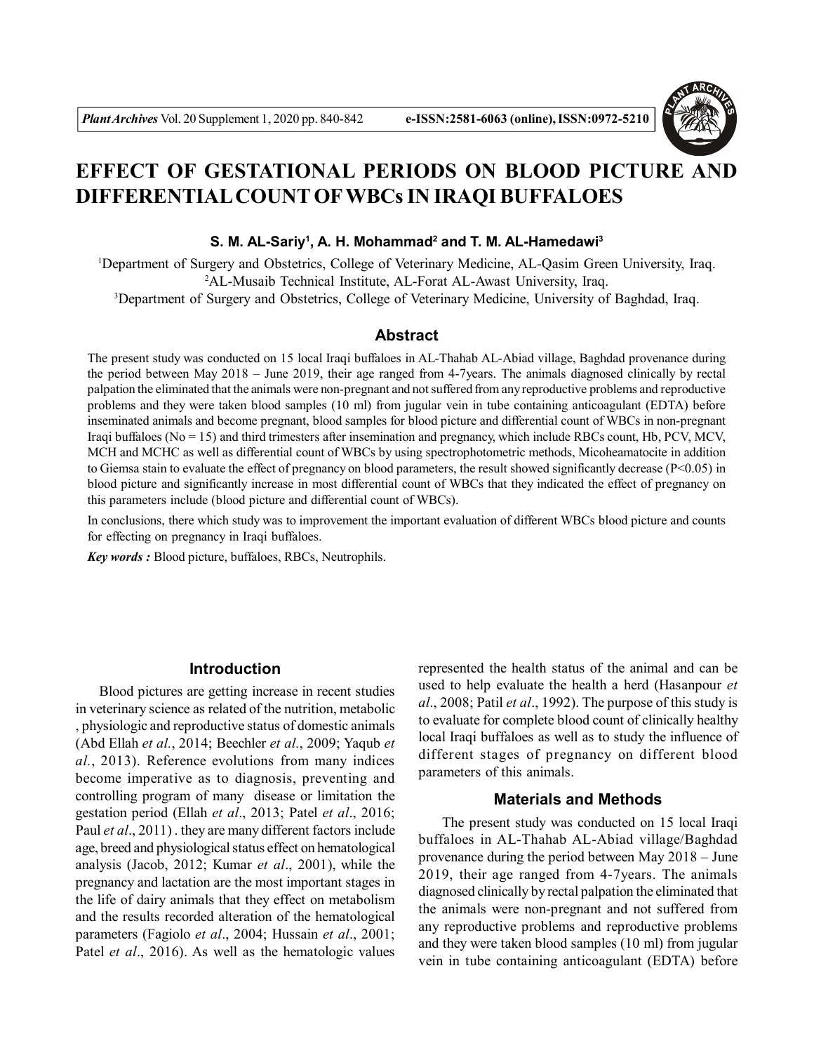# EFFECT OF GESTATIONAL PERIODS ON BLOOD PICTURE AND DIFFERENTIAL COUNT OF WBCs IN IRAQI BUFFALOES

**S. M. AL-Sariy[1], A. H. Mohammad[2] and T. M. AL-Hamedawi[3]**

[1]Department of Surgery and Obstetrics, College of Veterinary Medicine, AL-Qasim Green University, Iraq.
[2]AL-Musaib Technical Institute, AL-Forat AL-Awast University, Iraq.
[3]Department of Surgery and Obstetrics, College of Veterinary Medicine, University of Baghdad, Iraq.

## Abstract

The present study was conducted on 15 local Iraqi buffaloes in AL-Thahab AL-Abiad village, Baghdad provenance during the period between May 2018 – June 2019, their age ranged from 4-7years. The animals diagnosed clinically by rectal palpation the eliminated that the animals were non-pregnant and not suffered from any reproductive problems and reproductive problems and they were taken blood samples (10 ml) from jugular vein in tube containing anticoagulant (EDTA) before inseminated animals and become pregnant, blood samples for blood picture and differential count of WBCs in non-pregnant Iraqi buffaloes (No = 15) and third trimesters after insemination and pregnancy, which include RBCs count, Hb, PCV, MCV, MCH and MCHC as well as differential count of WBCs by using spectrophotometric methods, Micoheamatocite in addition to Giemsa stain to evaluate the effect of pregnancy on blood parameters, the result showed significantly decrease ($P<0.05$) in blood picture and significantly increase in most differential count of WBCs that they indicated the effect of pregnancy on this parameters include (blood picture and differential count of WBCs).

In conclusions, there which study was to improvement the important evaluation of different WBCs blood picture and counts for effecting on pregnancy in Iraqi buffaloes.

***Key words :*** Blood picture, buffaloes, RBCs, Neutrophils.

## Introduction

Blood pictures are getting increase in recent studies in veterinary science as related of the nutrition, metabolic , physiologic and reproductive status of domestic animals (Abd Ellah *et al.*, 2014; Beechler *et al.*, 2009; Yaqub *et al.*, 2013). Reference evolutions from many indices become imperative as to diagnosis, preventing and controlling program of many disease or limitation the gestation period (Ellah *et al*., 2013; Patel *et al*., 2016; Paul *et al*., 2011) . they are many different factors include age, breed and physiological status effect on hematological analysis (Jacob, 2012; Kumar *et al*., 2001), while the pregnancy and lactation are the most important stages in the life of dairy animals that they effect on metabolism and the results recorded alteration of the hematological parameters (Fagiolo *et al*., 2004; Hussain *et al*., 2001; Patel *et al*., 2016). As well as the hematologic values represented the health status of the animal and can be used to help evaluate the health a herd (Hasanpour *et al*., 2008; Patil *et al*., 1992). The purpose of this study is to evaluate for complete blood count of clinically healthy local Iraqi buffaloes as well as to study the influence of different stages of pregnancy on different blood parameters of this animals.

## Materials and Methods

The present study was conducted on 15 local Iraqi buffaloes in AL-Thahab AL-Abiad village/Baghdad provenance during the period between May 2018 – June 2019, their age ranged from 4-7years. The animals diagnosed clinically by rectal palpation the eliminated that the animals were non-pregnant and not suffered from any reproductive problems and reproductive problems and they were taken blood samples (10 ml) from jugular vein in tube containing anticoagulant (EDTA) before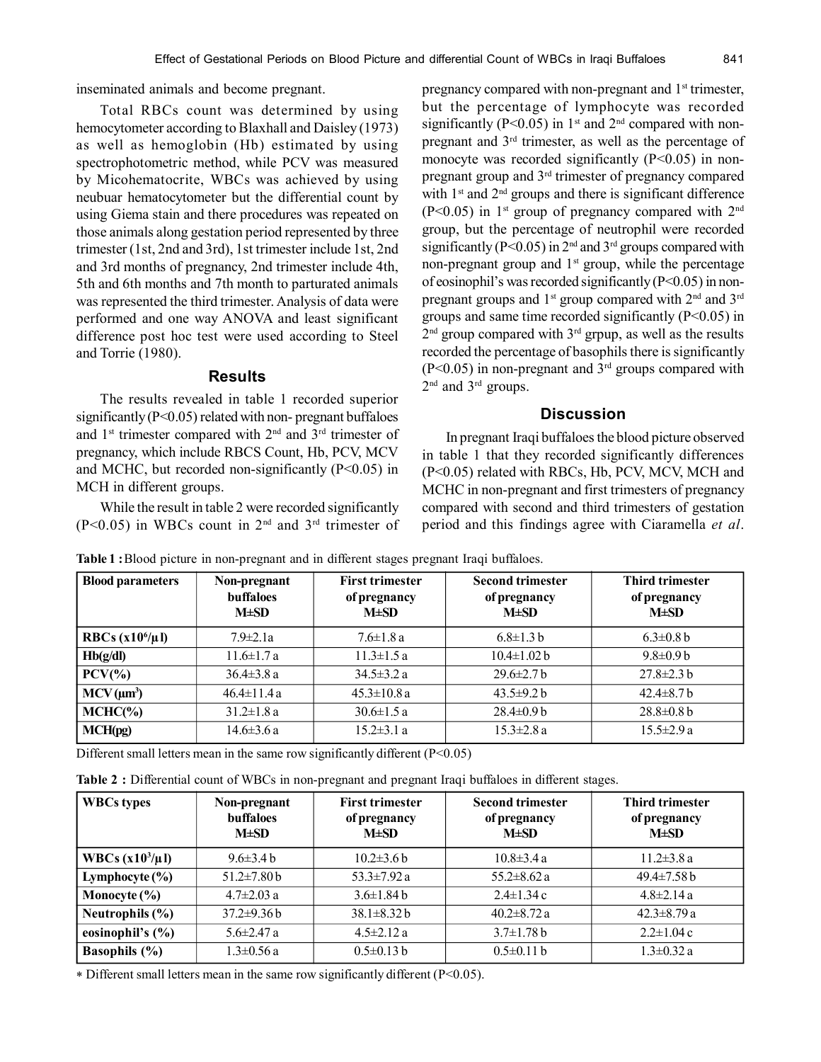inseminated animals and become pregnant.

Total RBCs count was determined by using hemocytometer according to Blaxhall and Daisley (1973) as well as hemoglobin (Hb) estimated by using spectrophotometric method, while PCV was measured by Micohematocrite, WBCs was achieved by using neubuar hematocytometer but the differential count by using Giema stain and there procedures was repeated on those animals along gestation period represented by three trimester (1st, 2nd and 3rd), 1st trimester include 1st, 2nd and 3rd months of pregnancy, 2nd trimester include 4th, 5th and 6th months and 7th month to parturated animals was represented the third trimester. Analysis of data were performed and one way ANOVA and least significant difference post hoc test were used according to Steel and Torrie (1980).

## Results

The results revealed in table 1 recorded superior significantly ($P<0.05$) related with non- pregnant buffaloes and 1st trimester compared with 2nd and 3rd trimester of pregnancy, which include RBCS Count, Hb, PCV, MCV and MCHC, but recorded non-significantly ($P<0.05$) in MCH in different groups.

While the result in table 2 were recorded significantly ($P<0.05$) in WBCs count in 2nd and 3rd trimester of pregnancy compared with non-pregnant and 1st trimester, but the percentage of lymphocyte was recorded significantly ($P<0.05$) in 1st and 2nd compared with non-pregnant and 3rd trimester, as well as the percentage of monocyte was recorded significantly ($P<0.05$) in non-pregnant group and 3rd trimester of pregnancy compared with 1st and 2nd groups and there is significant difference ($P<0.05$) in 1st group of pregnancy compared with 2nd group, but the percentage of neutrophil were recorded significantly ($P<0.05$) in 2nd and 3rd groups compared with non-pregnant group and 1st group, while the percentage of eosinophil's was recorded significantly ($P<0.05$) in non-pregnant groups and 1st group compared with 2nd and 3rd groups and same time recorded significantly ($P<0.05$) in 2nd group compared with 3rd grpup, as well as the results recorded the percentage of basophils there is significantly ($P<0.05$) in non-pregnant and 3rd groups compared with 2nd and 3rd groups.

## Discussion

In pregnant Iraqi buffaloes the blood picture observed in table 1 that they recorded significantly differences ($P<0.05$) related with RBCs, Hb, PCV, MCV, MCH and MCHC in non-pregnant and first trimesters of pregnancy compared with second and third trimesters of gestation period and this findings agree with Ciaramella *et al*.

**Table 1 :** Blood picture in non-pregnant and in different stages pregnant Iraqi buffaloes.

| Blood parameters | Non-pregnant buffaloes M±SD | First trimester of pregnancy M±SD | Second trimester of pregnancy M±SD | Third trimester of pregnancy M±SD |
|---|---|---|---|---|
| RBCs ($x10^6/\mu l$) | 7.9±2.1a | 7.6±1.8 a | 6.8±1.3 b | 6.3±0.8 b |
| Hb(g/dl) | 11.6±1.7 a | 11.3±1.5 a | 10.4±1.02 b | 9.8±0.9 b |
| PCV(%) | 36.4±3.8 a | 34.5±3.2 a | 29.6±2.7 b | 27.8±2.3 b |
| MCV ($\mu m^3$) | 46.4±11.4 a | 45.3±10.8 a | 43.5±9.2 b | 42.4±8.7 b |
| MCHC(%) | 31.2±1.8 a | 30.6±1.5 a | 28.4±0.9 b | 28.8±0.8 b |
| MCH(pg) | 14.6±3.6 a | 15.2±3.1 a | 15.3±2.8 a | 15.5±2.9 a |

Different small letters mean in the same row significantly different ($P<0.05$)

**Table 2 :** Differential count of WBCs in non-pregnant and pregnant Iraqi buffaloes in different stages.

| WBCs types | Non-pregnant buffaloes M±SD | First trimester of pregnancy M±SD | Second trimester of pregnancy M±SD | Third trimester of pregnancy M±SD |
|---|---|---|---|---|
| WBCs ($x10^3/\mu l$) | 9.6±3.4 b | 10.2±3.6 b | 10.8±3.4 a | 11.2±3.8 a |
| Lymphocyte (%) | 51.2±7.80 b | 53.3±7.92 a | 55.2±8.62 a | 49.4±7.58 b |
| Monocyte (%) | 4.7±2.03 a | 3.6±1.84 b | 2.4±1.34 c | 4.8±2.14 a |
| Neutrophils (%) | 37.2±9.36 b | 38.1±8.32 b | 40.2±8.72 a | 42.3±8.79 a |
| eosinophil's (%) | 5.6±2.47 a | 4.5±2.12 a | 3.7±1.78 b | 2.2±1.04 c |
| Basophils (%) | 1.3±0.56 a | 0.5±0.13 b | 0.5±0.11 b | 1.3±0.32 a |

* Different small letters mean in the same row significantly different ($P<0.05$).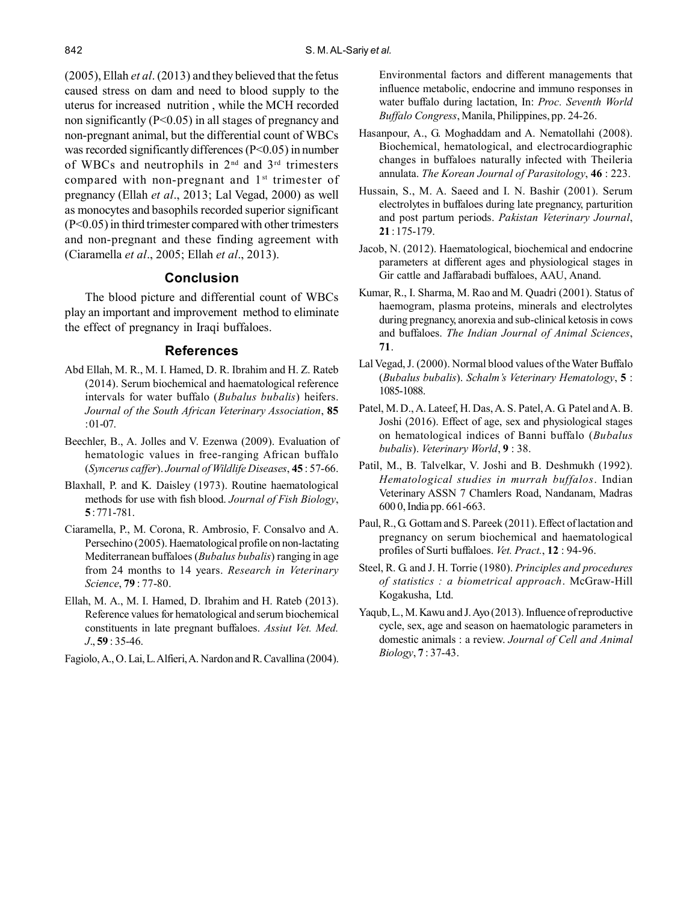(2005), Ellah *et al*. (2013) and they believed that the fetus caused stress on dam and need to blood supply to the uterus for increased nutrition , while the MCH recorded non significantly ($P<0.05$) in all stages of pregnancy and non-pregnant animal, but the differential count of WBCs was recorded significantly differences ($P<0.05$) in number of WBCs and neutrophils in $2^{nd}$ and $3^{rd}$ trimesters compared with non-pregnant and $1^{st}$ trimester of pregnancy (Ellah *et al*., 2013; Lal Vegad, 2000) as well as monocytes and basophils recorded superior significant ($P<0.05$) in third trimester compared with other trimesters and non-pregnant and these finding agreement with (Ciaramella *et al*., 2005; Ellah *et al*., 2013).

## Conclusion

The blood picture and differential count of WBCs play an important and improvement method to eliminate the effect of pregnancy in Iraqi buffaloes.

## References

Abd Ellah, M. R., M. I. Hamed, D. R. Ibrahim and H. Z. Rateb (2014). Serum biochemical and haematological reference intervals for water buffalo (*Bubalus bubalis*) heifers. *Journal of the South African Veterinary Association*, **85** : 01-07.

Beechler, B., A. Jolles and V. Ezenwa (2009). Evaluation of hematologic values in free-ranging African buffalo (*Syncerus caffer*). *Journal of Wildlife Diseases*, **45** : 57-66.

Blaxhall, P. and K. Daisley (1973). Routine haematological methods for use with fish blood. *Journal of Fish Biology*, **5** : 771-781.

Ciaramella, P., M. Corona, R. Ambrosio, F. Consalvo and A. Persechino (2005). Haematological profile on non-lactating Mediterranean buffaloes (*Bubalus bubalis*) ranging in age from 24 months to 14 years. *Research in Veterinary Science*, **79** : 77-80.

Ellah, M. A., M. I. Hamed, D. Ibrahim and H. Rateb (2013). Reference values for hematological and serum biochemical constituents in late pregnant buffaloes. *Assiut Vet. Med. J*., **59** : 35-46.

Fagiolo, A., O. Lai, L. Alfieri, A. Nardon and R. Cavallina (2004). Environmental factors and different managements that influence metabolic, endocrine and immuno responses in water buffalo during lactation, In: *Proc. Seventh World Buffalo Congress*, Manila, Philippines, pp. 24-26.

Hasanpour, A., G. Moghaddam and A. Nematollahi (2008). Biochemical, hematological, and electrocardiographic changes in buffaloes naturally infected with Theileria annulata. *The Korean Journal of Parasitology*, **46** : 223.

Hussain, S., M. A. Saeed and I. N. Bashir (2001). Serum electrolytes in buffaloes during late pregnancy, parturition and post partum periods. *Pakistan Veterinary Journal*, **21** : 175-179.

Jacob, N. (2012). Haematological, biochemical and endocrine parameters at different ages and physiological stages in Gir cattle and Jaffarabadi buffaloes, AAU, Anand.

Kumar, R., I. Sharma, M. Rao and M. Quadri (2001). Status of haemogram, plasma proteins, minerals and electrolytes during pregnancy, anorexia and sub-clinical ketosis in cows and buffaloes. *The Indian Journal of Animal Sciences*, **71**.

Lal Vegad, J. (2000). Normal blood values of the Water Buffalo (*Bubalus bubalis*). *Schalm's Veterinary Hematology*, **5** : 1085-1088.

Patel, M. D., A. Lateef, H. Das, A. S. Patel, A. G. Patel and A. B. Joshi (2016). Effect of age, sex and physiological stages on hematological indices of Banni buffalo (*Bubalus bubalis*). *Veterinary World*, **9** : 38.

Patil, M., B. Talvelkar, V. Joshi and B. Deshmukh (1992). *Hematological studies in murrah buffalos*. Indian Veterinary ASSN 7 Chamlers Road, Nandanam, Madras 600 0, India pp. 661-663.

Paul, R., G. Gottam and S. Pareek (2011). Effect of lactation and pregnancy on serum biochemical and haematological profiles of Surti buffaloes. *Vet. Pract.*, **12** : 94-96.

Steel, R. G. and J. H. Torrie (1980). *Principles and procedures of statistics : a biometrical approach*. McGraw-Hill Kogakusha, Ltd.

Yaqub, L., M. Kawu and J. Ayo (2013). Influence of reproductive cycle, sex, age and season on haematologic parameters in domestic animals : a review. *Journal of Cell and Animal Biology*, **7** : 37-43.